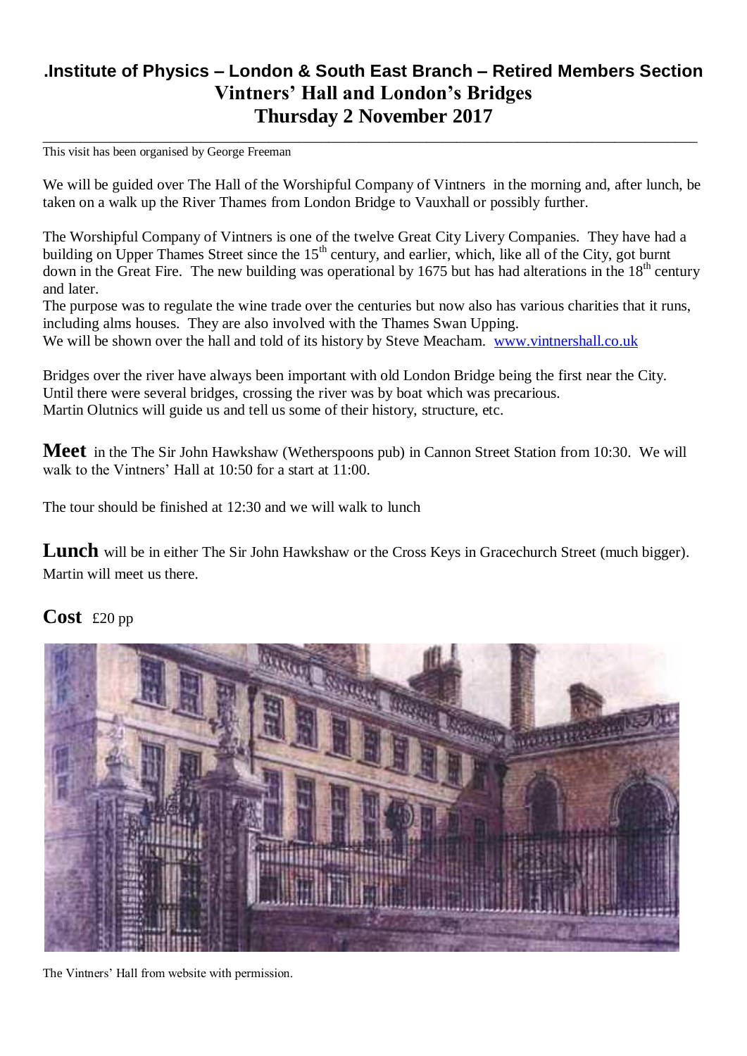# .Institute of Physics – London & South East Branch – Retired Members Section

## Vintners' Hall and London's Bridges

## Thursday 2 November 2017

---

This visit has been organised by George Freeman

We will be guided over The Hall of the Worshipful Company of Vintners in the morning and, after lunch, be taken on a walk up the River Thames from London Bridge to Vauxhall or possibly further.

The Worshipful Company of Vintners is one of the twelve Great City Livery Companies. They have had a building on Upper Thames Street since the 15th century, and earlier, which, like all of the City, got burnt down in the Great Fire. The new building was operational by 1675 but has had alterations in the 18th century and later.

The purpose was to regulate the wine trade over the centuries but now also has various charities that it runs, including alms houses. They are also involved with the Thames Swan Upping.

We will be shown over the hall and told of its history by Steve Meacham. [www.vintnershall.co.uk](www.vintnershall.co.uk)

Bridges over the river have always been important with old London Bridge being the first near the City. Until there were several bridges, crossing the river was by boat which was precarious.

Martin Olutnics will guide us and tell us some of their history, structure, etc.

**Meet** in the The Sir John Hawkshaw (Wetherspoons pub) in Cannon Street Station from 10:30. We will walk to the Vintners' Hall at 10:50 for a start at 11:00.

The tour should be finished at 12:30 and we will walk to lunch

**Lunch** will be in either The Sir John Hawkshaw or the Cross Keys in Gracechurch Street (much bigger). Martin will meet us there.

**Cost** £20 pp

The Vintners' Hall from website with permission.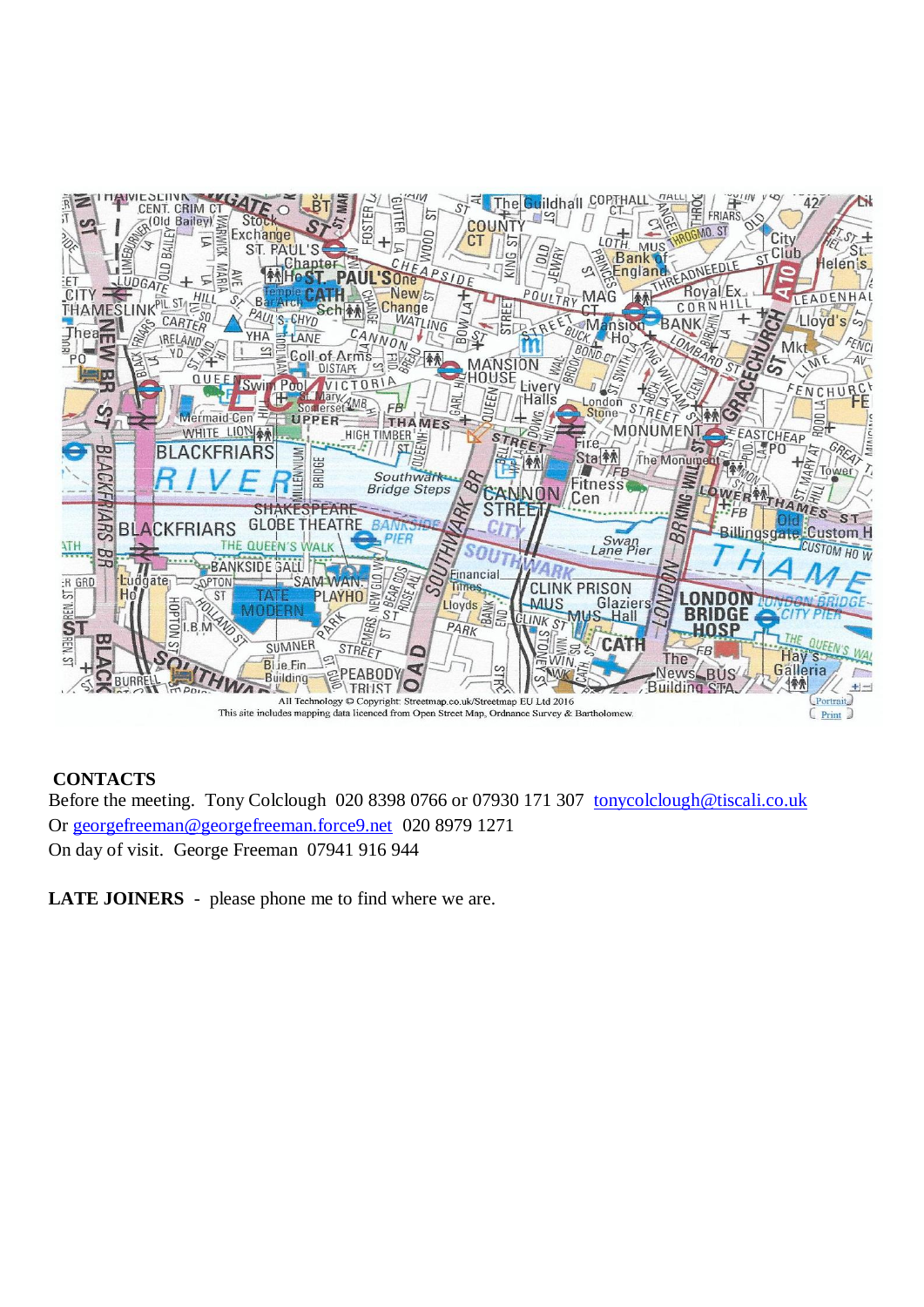**CONTACTS**

Before the meeting. Tony Colclough 020 8398 0766 or 07930 171 307 tonycolclough@tiscali.co.uk

Or georgefreeman@georgefreeman.force9.net 020 8979 1271

On day of visit. George Freeman 07941 916 944

**LATE JOINERS** - please phone me to find where we are.